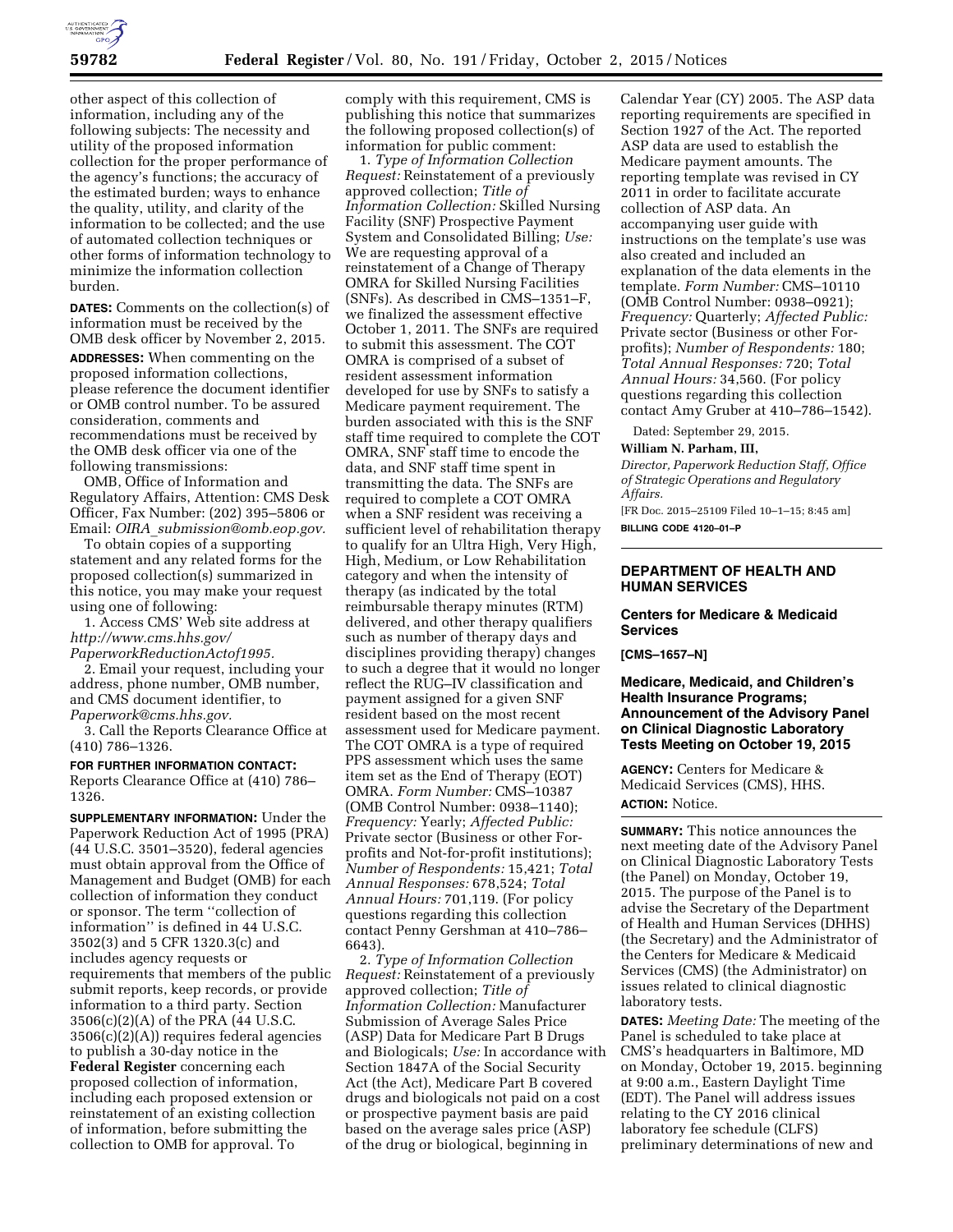other aspect of this collection of information, including any of the following subjects: The necessity and utility of the proposed information collection for the proper performance of the agency's functions; the accuracy of the estimated burden; ways to enhance the quality, utility, and clarity of the information to be collected; and the use of automated collection techniques or other forms of information technology to minimize the information collection burden.

**DATES:** Comments on the collection(s) of information must be received by the OMB desk officer by November 2, 2015.

**ADDRESSES:** When commenting on the proposed information collections, please reference the document identifier or OMB control number. To be assured consideration, comments and recommendations must be received by the OMB desk officer via one of the following transmissions:

OMB, Office of Information and Regulatory Affairs, Attention: CMS Desk Officer, Fax Number: (202) 395–5806 or Email: *OIRA_submission@omb.eop.gov.*

To obtain copies of a supporting statement and any related forms for the proposed collection(s) summarized in this notice, you may make your request using one of following:

1. Access CMS' Web site address at *http://www.cms.hhs.gov/PaperworkReductionActof1995.*

2. Email your request, including your address, phone number, OMB number, and CMS document identifier, to *Paperwork@cms.hhs.gov.*

3. Call the Reports Clearance Office at (410) 786–1326.

**FOR FURTHER INFORMATION CONTACT:** Reports Clearance Office at (410) 786–1326.

**SUPPLEMENTARY INFORMATION:** Under the Paperwork Reduction Act of 1995 (PRA) (44 U.S.C. 3501–3520), federal agencies must obtain approval from the Office of Management and Budget (OMB) for each collection of information they conduct or sponsor. The term "collection of information" is defined in 44 U.S.C. 3502(3) and 5 CFR 1320.3(c) and includes agency requests or requirements that members of the public submit reports, keep records, or provide information to a third party. Section 3506(c)(2)(A) of the PRA (44 U.S.C. 3506(c)(2)(A)) requires federal agencies to publish a 30-day notice in the **Federal Register** concerning each proposed collection of information, including each proposed extension or reinstatement of an existing collection of information, before submitting the collection to OMB for approval. To comply with this requirement, CMS is publishing this notice that summarizes the following proposed collection(s) of information for public comment:

1. *Type of Information Collection Request:* Reinstatement of a previously approved collection; *Title of Information Collection:* Skilled Nursing Facility (SNF) Prospective Payment System and Consolidated Billing; *Use:* We are requesting approval of a reinstatement of a Change of Therapy OMRA for Skilled Nursing Facilities (SNFs). As described in CMS–1351–F, we finalized the assessment effective October 1, 2011. The SNFs are required to submit this assessment. The COT OMRA is comprised of a subset of resident assessment information developed for use by SNFs to satisfy a Medicare payment requirement. The burden associated with this is the SNF staff time required to complete the COT OMRA, SNF staff time to encode the data, and SNF staff time spent in transmitting the data. The SNFs are required to complete a COT OMRA when a SNF resident was receiving a sufficient level of rehabilitation therapy to qualify for an Ultra High, Very High, High, Medium, or Low Rehabilitation category and when the intensity of therapy (as indicated by the total reimbursable therapy minutes (RTM) delivered, and other therapy qualifiers such as number of therapy days and disciplines providing therapy) changes to such a degree that it would no longer reflect the RUG–IV classification and payment assigned for a given SNF resident based on the most recent assessment used for Medicare payment. The COT OMRA is a type of required PPS assessment which uses the same item set as the End of Therapy (EOT) OMRA. *Form Number:* CMS–10387 (OMB Control Number: 0938–1140); *Frequency:* Yearly; *Affected Public:* Private sector (Business or other For-profits and Not-for-profit institutions); *Number of Respondents:* 15,421; *Total Annual Responses:* 678,524; *Total Annual Hours:* 701,119. (For policy questions regarding this collection contact Penny Gershman at 410–786–6643).

2. *Type of Information Collection Request:* Reinstatement of a previously approved collection; *Title of Information Collection:* Manufacturer Submission of Average Sales Price (ASP) Data for Medicare Part B Drugs and Biologicals; *Use:* In accordance with Section 1847A of the Social Security Act (the Act), Medicare Part B covered drugs and biologicals not paid on a cost or prospective payment basis are paid based on the average sales price (ASP) of the drug or biological, beginning in Calendar Year (CY) 2005. The ASP data reporting requirements are specified in Section 1927 of the Act. The reported ASP data are used to establish the Medicare payment amounts. The reporting template was revised in CY 2011 in order to facilitate accurate collection of ASP data. An accompanying user guide with instructions on the template's use was also created and included an explanation of the data elements in the template. *Form Number:* CMS–10110 (OMB Control Number: 0938–0921); *Frequency:* Quarterly; *Affected Public:* Private sector (Business or other For-profits); *Number of Respondents:* 180; *Total Annual Responses:* 720; *Total Annual Hours:* 34,560. (For policy questions regarding this collection contact Amy Gruber at 410–786–1542).

Dated: September 29, 2015.

**William N. Parham, III,**

*Director, Paperwork Reduction Staff, Office of Strategic Operations and Regulatory Affairs.*

[FR Doc. 2015–25109 Filed 10–1–15; 8:45 am]

**BILLING CODE 4120–01–P**

---

## DEPARTMENT OF HEALTH AND HUMAN SERVICES

### Centers for Medicare & Medicaid Services

**[CMS–1657–N]**

### Medicare, Medicaid, and Children's Health Insurance Programs; Announcement of the Advisory Panel on Clinical Diagnostic Laboratory Tests Meeting on October 19, 2015

**AGENCY:** Centers for Medicare & Medicaid Services (CMS), HHS.

**ACTION:** Notice.

**SUMMARY:** This notice announces the next meeting date of the Advisory Panel on Clinical Diagnostic Laboratory Tests (the Panel) on Monday, October 19, 2015. The purpose of the Panel is to advise the Secretary of the Department of Health and Human Services (DHHS) (the Secretary) and the Administrator of the Centers for Medicare & Medicaid Services (CMS) (the Administrator) on issues related to clinical diagnostic laboratory tests.

**DATES:** *Meeting Date:* The meeting of the Panel is scheduled to take place at CMS's headquarters in Baltimore, MD on Monday, October 19, 2015. beginning at 9:00 a.m., Eastern Daylight Time (EDT). The Panel will address issues relating to the CY 2016 clinical laboratory fee schedule (CLFS) preliminary determinations of new and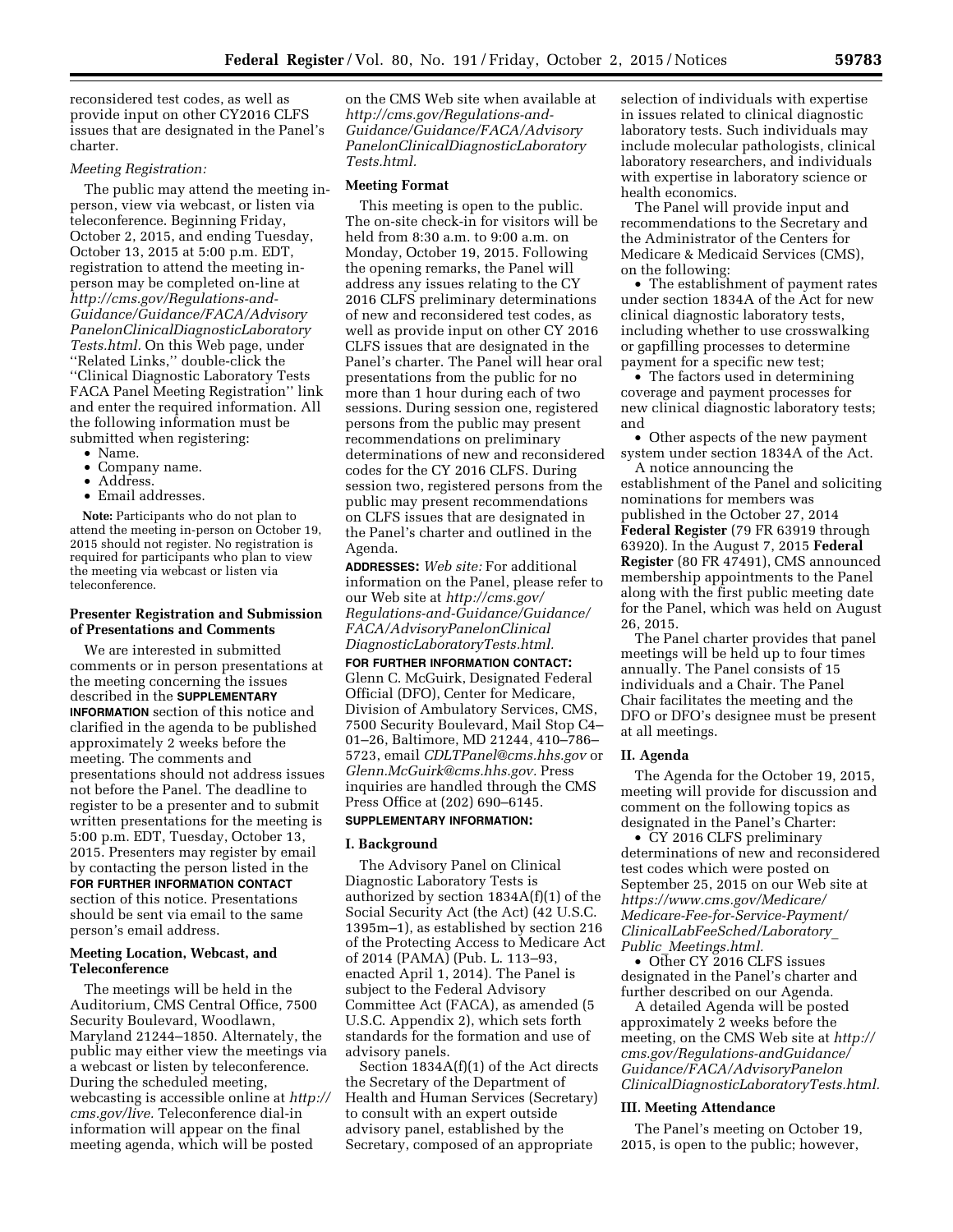reconsidered test codes, as well as provide input on other CY2016 CLFS issues that are designated in the Panel's charter.

*Meeting Registration:*

The public may attend the meeting in-person, view via webcast, or listen via teleconference. Beginning Friday, October 2, 2015, and ending Tuesday, October 13, 2015 at 5:00 p.m. EDT, registration to attend the meeting in-person may be completed on-line at *http://cms.gov/Regulations-and-Guidance/Guidance/FACA/AdvisoryPanelonClinicalDiagnosticLaboratoryTests.html.* On this Web page, under ''Related Links,'' double-click the ''Clinical Diagnostic Laboratory Tests FACA Panel Meeting Registration'' link and enter the required information. All the following information must be submitted when registering:

- Name.
- Company name.
- Address.
- Email addresses.

**Note:** Participants who do not plan to attend the meeting in-person on October 19, 2015 should not register. No registration is required for participants who plan to view the meeting via webcast or listen via teleconference.

### Presenter Registration and Submission of Presentations and Comments

We are interested in submitted comments or in person presentations at the meeting concerning the issues described in the **SUPPLEMENTARY INFORMATION** section of this notice and clarified in the agenda to be published approximately 2 weeks before the meeting. The comments and presentations should not address issues not before the Panel. The deadline to register to be a presenter and to submit written presentations for the meeting is 5:00 p.m. EDT, Tuesday, October 13, 2015. Presenters may register by email by contacting the person listed in the **FOR FURTHER INFORMATION CONTACT** section of this notice. Presentations should be sent via email to the same person's email address.

### Meeting Location, Webcast, and Teleconference

The meetings will be held in the Auditorium, CMS Central Office, 7500 Security Boulevard, Woodlawn, Maryland 21244–1850. Alternately, the public may either view the meetings via a webcast or listen by teleconference. During the scheduled meeting, webcasting is accessible online at *http://cms.gov/live.* Teleconference dial-in information will appear on the final meeting agenda, which will be posted on the CMS Web site when available at *http://cms.gov/Regulations-and-Guidance/Guidance/FACA/AdvisoryPanelonClinicalDiagnosticLaboratoryTests.html.*

### Meeting Format

This meeting is open to the public. The on-site check-in for visitors will be held from 8:30 a.m. to 9:00 a.m. on Monday, October 19, 2015. Following the opening remarks, the Panel will address any issues relating to the CY 2016 CLFS preliminary determinations of new and reconsidered test codes, as well as provide input on other CY 2016 CLFS issues that are designated in the Panel's charter. The Panel will hear oral presentations from the public for no more than 1 hour during each of two sessions. During session one, registered persons from the public may present recommendations on preliminary determinations of new and reconsidered codes for the CY 2016 CLFS. During session two, registered persons from the public may present recommendations on CLFS issues that are designated in the Panel's charter and outlined in the Agenda.

**ADDRESSES:** *Web site:* For additional information on the Panel, please refer to our Web site at *http://cms.gov/Regulations-and-Guidance/Guidance/FACA/AdvisoryPanelonClinicalDiagnosticLaboratoryTests.html.*

**FOR FURTHER INFORMATION CONTACT:** Glenn C. McGuirk, Designated Federal Official (DFO), Center for Medicare, Division of Ambulatory Services, CMS, 7500 Security Boulevard, Mail Stop C4–01–26, Baltimore, MD 21244, 410–786–5723, email *CDLTPanel@cms.hhs.gov* or *Glenn.McGuirk@cms.hhs.gov.* Press inquiries are handled through the CMS Press Office at (202) 690–6145.

**SUPPLEMENTARY INFORMATION:**

## I. Background

The Advisory Panel on Clinical Diagnostic Laboratory Tests is authorized by section 1834A(f)(1) of the Social Security Act (the Act) (42 U.S.C. 1395m–1), as established by section 216 of the Protecting Access to Medicare Act of 2014 (PAMA) (Pub. L. 113–93, enacted April 1, 2014). The Panel is subject to the Federal Advisory Committee Act (FACA), as amended (5 U.S.C. Appendix 2), which sets forth standards for the formation and use of advisory panels.

Section 1834A(f)(1) of the Act directs the Secretary of the Department of Health and Human Services (Secretary) to consult with an expert outside advisory panel, established by the Secretary, composed of an appropriate selection of individuals with expertise in issues related to clinical diagnostic laboratory tests. Such individuals may include molecular pathologists, clinical laboratory researchers, and individuals with expertise in laboratory science or health economics.

The Panel will provide input and recommendations to the Secretary and the Administrator of the Centers for Medicare & Medicaid Services (CMS), on the following:

- The establishment of payment rates under section 1834A of the Act for new clinical diagnostic laboratory tests, including whether to use crosswalking or gapfilling processes to determine payment for a specific new test;
- The factors used in determining coverage and payment processes for new clinical diagnostic laboratory tests; and
- Other aspects of the new payment system under section 1834A of the Act.

A notice announcing the establishment of the Panel and soliciting nominations for members was published in the October 27, 2014 **Federal Register** (79 FR 63919 through 63920). In the August 7, 2015 **Federal Register** (80 FR 47491), CMS announced membership appointments to the Panel along with the first public meeting date for the Panel, which was held on August 26, 2015.

The Panel charter provides that panel meetings will be held up to four times annually. The Panel consists of 15 individuals and a Chair. The Panel Chair facilitates the meeting and the DFO or DFO's designee must be present at all meetings.

## II. Agenda

The Agenda for the October 19, 2015, meeting will provide for discussion and comment on the following topics as designated in the Panel's Charter:

- CY 2016 CLFS preliminary determinations of new and reconsidered test codes which were posted on September 25, 2015 on our Web site at *https://www.cms.gov/Medicare/Medicare-Fee-for-Service-Payment/ClinicalLabFeeSched/Laboratory_Public_Meetings.html.*
- Other CY 2016 CLFS issues designated in the Panel's charter and further described on our Agenda.

A detailed Agenda will be posted approximately 2 weeks before the meeting, on the CMS Web site at *http://cms.gov/Regulations-andGuidance/Guidance/FACA/AdvisoryPanelonClinicalDiagnosticLaboratoryTests.html.*

## III. Meeting Attendance

The Panel's meeting on October 19, 2015, is open to the public; however,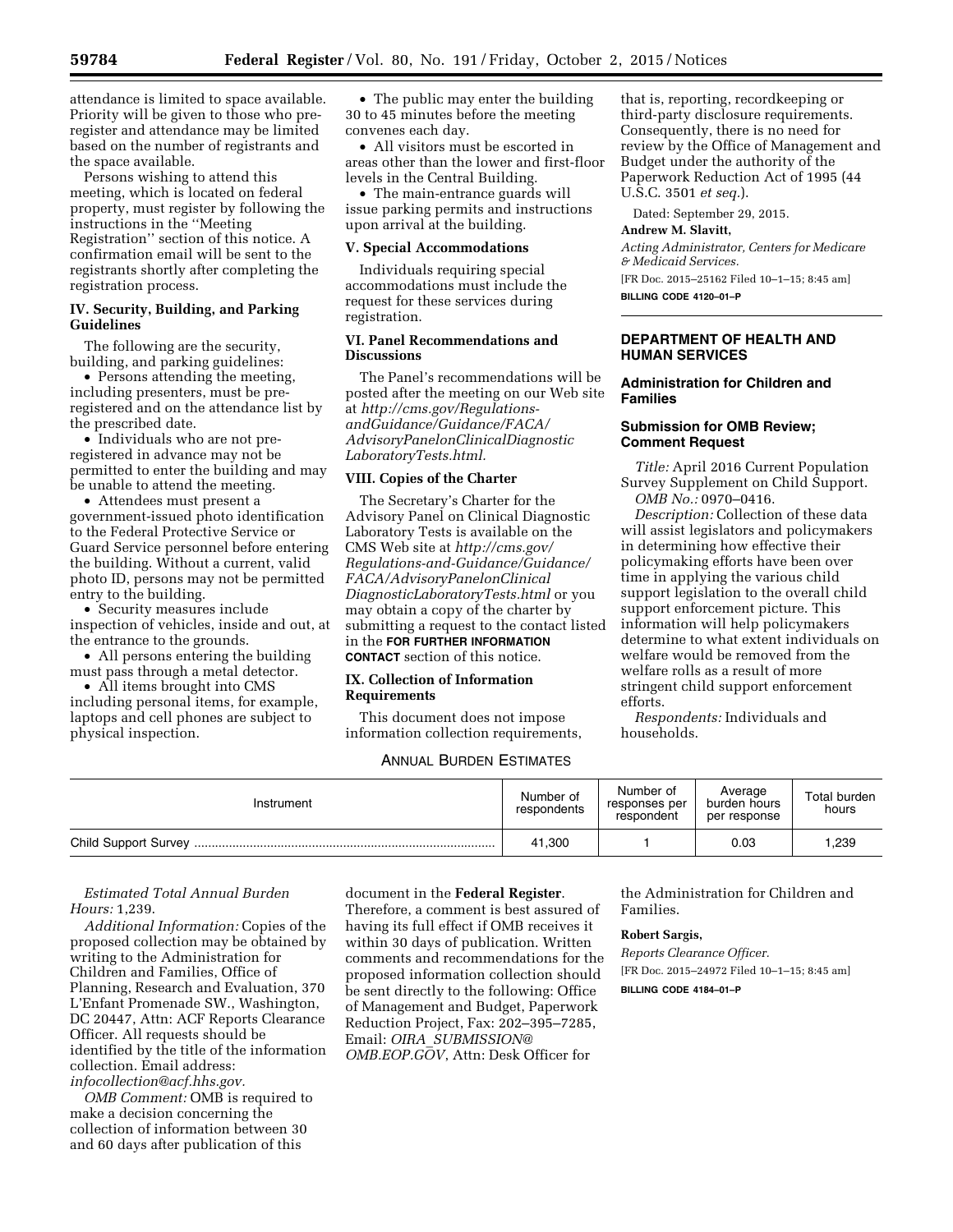attendance is limited to space available. Priority will be given to those who pre-register and attendance may be limited based on the number of registrants and the space available.

Persons wishing to attend this meeting, which is located on federal property, must register by following the instructions in the ''Meeting Registration'' section of this notice. A confirmation email will be sent to the registrants shortly after completing the registration process.

### IV. Security, Building, and Parking Guidelines

The following are the security, building, and parking guidelines:

- Persons attending the meeting, including presenters, must be pre-registered and on the attendance list by the prescribed date.
- Individuals who are not pre-registered in advance may not be permitted to enter the building and may be unable to attend the meeting.
- Attendees must present a government-issued photo identification to the Federal Protective Service or Guard Service personnel before entering the building. Without a current, valid photo ID, persons may not be permitted entry to the building.
- Security measures include inspection of vehicles, inside and out, at the entrance to the grounds.
- All persons entering the building must pass through a metal detector.
- All items brought into CMS including personal items, for example, laptops and cell phones are subject to physical inspection.
- The public may enter the building 30 to 45 minutes before the meeting convenes each day.
- All visitors must be escorted in areas other than the lower and first-floor levels in the Central Building.
- The main-entrance guards will issue parking permits and instructions upon arrival at the building.

### V. Special Accommodations

Individuals requiring special accommodations must include the request for these services during registration.

### VI. Panel Recommendations and Discussions

The Panel's recommendations will be posted after the meeting on our Web site at *http://cms.gov/Regulations-andGuidance/Guidance/FACA/AdvisoryPanelonClinicalDiagnosticLaboratoryTests.html.*

### VIII. Copies of the Charter

The Secretary's Charter for the Advisory Panel on Clinical Diagnostic Laboratory Tests is available on the CMS Web site at *http://cms.gov/Regulations-and-Guidance/Guidance/FACA/AdvisoryPanelonClinicalDiagnosticLaboratoryTests.html* or you may obtain a copy of the charter by submitting a request to the contact listed in the **FOR FURTHER INFORMATION CONTACT** section of this notice.

### IX. Collection of Information Requirements

This document does not impose information collection requirements, that is, reporting, recordkeeping or third-party disclosure requirements. Consequently, there is no need for review by the Office of Management and Budget under the authority of the Paperwork Reduction Act of 1995 (44 U.S.C. 3501 *et seq.*).

Dated: September 29, 2015.

**Andrew M. Slavitt,**

*Acting Administrator, Centers for Medicare & Medicaid Services.*

[FR Doc. 2015–25162 Filed 10–1–15; 8:45 am]

**BILLING CODE 4120–01–P**

## DEPARTMENT OF HEALTH AND HUMAN SERVICES

### Administration for Children and Families

### Submission for OMB Review; Comment Request

*Title:* April 2016 Current Population Survey Supplement on Child Support.

*OMB No.:* 0970–0416.

*Description:* Collection of these data will assist legislators and policymakers in determining how effective their policymaking efforts have been over time in applying the various child support legislation to the overall child support enforcement picture. This information will help policymakers determine to what extent individuals on welfare would be removed from the welfare rolls as a result of more stringent child support enforcement efforts.

*Respondents:* Individuals and households.

ANNUAL BURDEN ESTIMATES

| Instrument | Number of respondents | Number of responses per respondent | Average burden hours per response | Total burden hours |
|---|---|---|---|---|
| Child Support Survey | 41,300 | 1 | 0.03 | 1,239 |

*Estimated Total Annual Burden Hours:* 1,239.

*Additional Information:* Copies of the proposed collection may be obtained by writing to the Administration for Children and Families, Office of Planning, Research and Evaluation, 370 L'Enfant Promenade SW., Washington, DC 20447, Attn: ACF Reports Clearance Officer. All requests should be identified by the title of the information collection. Email address: *infocollection@acf.hhs.gov.*

*OMB Comment:* OMB is required to make a decision concerning the collection of information between 30 and 60 days after publication of this document in the **Federal Register**. Therefore, a comment is best assured of having its full effect if OMB receives it within 30 days of publication. Written comments and recommendations for the proposed information collection should be sent directly to the following: Office of Management and Budget, Paperwork Reduction Project, Fax: 202–395–7285, Email: *OIRA_SUBMISSION@OMB.EOP.GOV*, Attn: Desk Officer for the Administration for Children and Families.

**Robert Sargis,**

*Reports Clearance Officer.*

[FR Doc. 2015–24972 Filed 10–1–15; 8:45 am]

**BILLING CODE 4184–01–P**